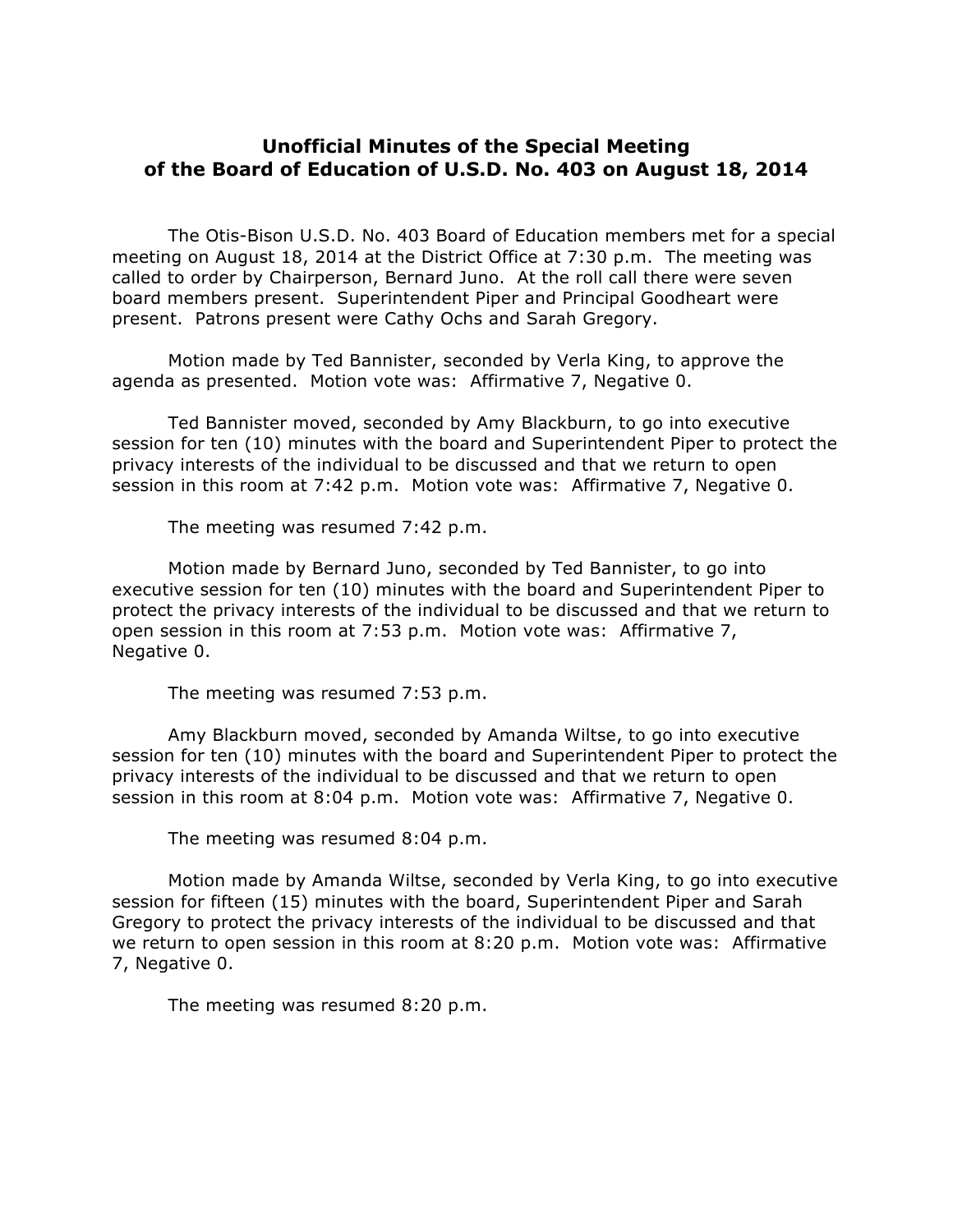# Unofficial Minutes of the Special Meeting of the Board of Education of U.S.D. No. 403 on August 18, 2014

The Otis-Bison U.S.D. No. 403 Board of Education members met for a special meeting on August 18, 2014 at the District Office at 7:30 p.m. The meeting was called to order by Chairperson, Bernard Juno. At the roll call there were seven board members present. Superintendent Piper and Principal Goodheart were present. Patrons present were Cathy Ochs and Sarah Gregory.

Motion made by Ted Bannister, seconded by Verla King, to approve the agenda as presented. Motion vote was: Affirmative 7, Negative 0.

Ted Bannister moved, seconded by Amy Blackburn, to go into executive session for ten (10) minutes with the board and Superintendent Piper to protect the privacy interests of the individual to be discussed and that we return to open session in this room at 7:42 p.m. Motion vote was: Affirmative 7, Negative 0.

The meeting was resumed 7:42 p.m.

Motion made by Bernard Juno, seconded by Ted Bannister, to go into executive session for ten (10) minutes with the board and Superintendent Piper to protect the privacy interests of the individual to be discussed and that we return to open session in this room at 7:53 p.m. Motion vote was: Affirmative 7, Negative 0.

The meeting was resumed 7:53 p.m.

Amy Blackburn moved, seconded by Amanda Wiltse, to go into executive session for ten (10) minutes with the board and Superintendent Piper to protect the privacy interests of the individual to be discussed and that we return to open session in this room at 8:04 p.m. Motion vote was: Affirmative 7, Negative 0.

The meeting was resumed 8:04 p.m.

Motion made by Amanda Wiltse, seconded by Verla King, to go into executive session for fifteen (15) minutes with the board, Superintendent Piper and Sarah Gregory to protect the privacy interests of the individual to be discussed and that we return to open session in this room at 8:20 p.m. Motion vote was: Affirmative 7, Negative 0.

The meeting was resumed 8:20 p.m.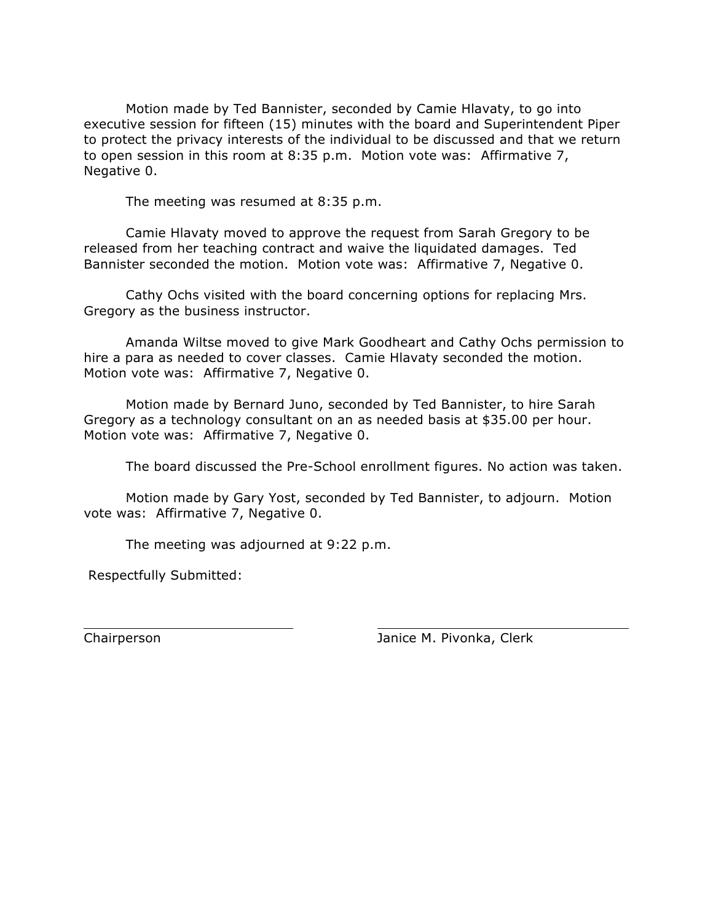Motion made by Ted Bannister, seconded by Camie Hlavaty, to go into executive session for fifteen (15) minutes with the board and Superintendent Piper to protect the privacy interests of the individual to be discussed and that we return to open session in this room at 8:35 p.m. Motion vote was: Affirmative 7, Negative 0.

The meeting was resumed at 8:35 p.m.

Camie Hlavaty moved to approve the request from Sarah Gregory to be released from her teaching contract and waive the liquidated damages. Ted Bannister seconded the motion. Motion vote was: Affirmative 7, Negative 0.

Cathy Ochs visited with the board concerning options for replacing Mrs. Gregory as the business instructor.

Amanda Wiltse moved to give Mark Goodheart and Cathy Ochs permission to hire a para as needed to cover classes. Camie Hlavaty seconded the motion. Motion vote was: Affirmative 7, Negative 0.

Motion made by Bernard Juno, seconded by Ted Bannister, to hire Sarah Gregory as a technology consultant on an as needed basis at $35.00 per hour. Motion vote was: Affirmative 7, Negative 0.

The board discussed the Pre-School enrollment figures. No action was taken.

Motion made by Gary Yost, seconded by Ted Bannister, to adjourn. Motion vote was: Affirmative 7, Negative 0.

The meeting was adjourned at 9:22 p.m.

Respectfully Submitted:

| | |
|---|---|
| Chairperson | Janice M. Pivonka, Clerk |